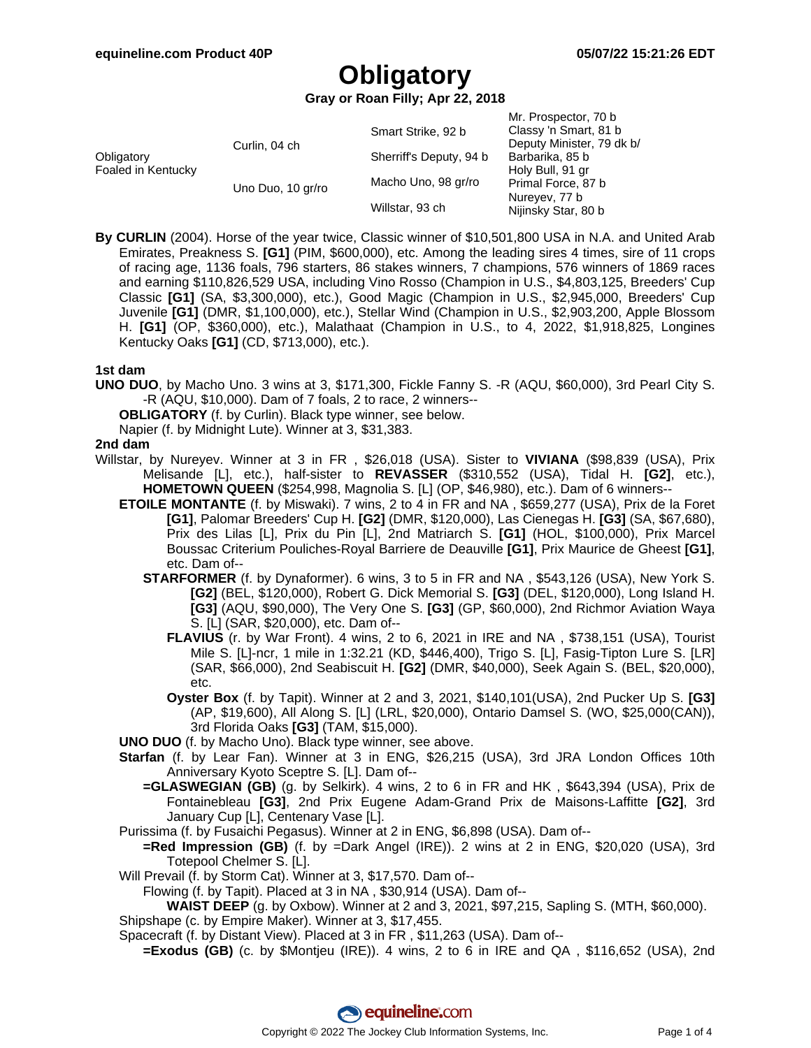# Obligatory

**Gray or Roan Filly; Apr 22, 2018**

| | | | |
|---|---|---|---|
| Obligatory<br>Foaled in Kentucky | Curlin, 04 ch | Smart Strike, 92 b | Mr. Prospector, 70 b |
| | | | Classy 'n Smart, 81 b |
| | | Sherriff's Deputy, 94 b | Deputy Minister, 79 dk b/ |
| | | | Barbarika, 85 b |
| | Uno Duo, 10 gr/ro | Macho Uno, 98 gr/ro | Holy Bull, 91 gr |
| | | | Primal Force, 87 b |
| | | Willstar, 93 ch | Nureyev, 77 b |
| | | | Nijinsky Star, 80 b |

**By CURLIN** (2004). Horse of the year twice, Classic winner of $10,501,800 USA in N.A. and United Arab Emirates, Preakness S. **[G1]** (PIM, $600,000), etc. Among the leading sires 4 times, sire of 11 crops of racing age, 1136 foals, 796 starters, 86 stakes winners, 7 champions, 576 winners of 1869 races and earning $110,826,529 USA, including Vino Rosso (Champion in U.S., $4,803,125, Breeders' Cup Classic **[G1]** (SA, $3,300,000), etc.), Good Magic (Champion in U.S., $2,945,000, Breeders' Cup Juvenile **[G1]** (DMR, $1,100,000), etc.), Stellar Wind (Champion in U.S., $2,903,200, Apple Blossom H. **[G1]** (OP, $360,000), etc.), Malathaat (Champion in U.S., to 4, 2022, $1,918,825, Longines Kentucky Oaks **[G1]** (CD, $713,000), etc.).

**1st dam**

**UNO DUO**, by Macho Uno. 3 wins at 3, $171,300, Fickle Fanny S. -R (AQU, $60,000), 3rd Pearl City S. -R (AQU, $10,000). Dam of 7 foals, 2 to race, 2 winners--

- **OBLIGATORY** (f. by Curlin). Black type winner, see below.
- Napier (f. by Midnight Lute). Winner at 3, $31,383.

**2nd dam**

Willstar, by Nureyev. Winner at 3 in FR , $26,018 (USA). Sister to **VIVIANA** ($98,839 (USA), Prix Melisande [L], etc.), half-sister to **REVASSER** ($310,552 (USA), Tidal H. **[G2]**, etc.), **HOMETOWN QUEEN** ($254,998, Magnolia S. [L] (OP, $46,980), etc.). Dam of 6 winners--

- **ETOILE MONTANTE** (f. by Miswaki). 7 wins, 2 to 4 in FR and NA , $659,277 (USA), Prix de la Foret **[G1]**, Palomar Breeders' Cup H. **[G2]** (DMR, $120,000), Las Cienegas H. **[G3]** (SA, $67,680), Prix des Lilas [L], Prix du Pin [L], 2nd Matriarch S. **[G1]** (HOL, $100,000), Prix Marcel Boussac Criterium Pouliches-Royal Barriere de Deauville **[G1]**, Prix Maurice de Gheest **[G1]**, etc. Dam of--
  - **STARFORMER** (f. by Dynaformer). 6 wins, 3 to 5 in FR and NA , $543,126 (USA), New York S. **[G2]** (BEL, $120,000), Robert G. Dick Memorial S. **[G3]** (DEL, $120,000), Long Island H. **[G3]** (AQU, $90,000), The Very One S. **[G3]** (GP, $60,000), 2nd Richmor Aviation Waya S. [L] (SAR, $20,000), etc. Dam of--
    - **FLAVIUS** (r. by War Front). 4 wins, 2 to 6, 2021 in IRE and NA , $738,151 (USA), Tourist Mile S. [L]-ncr, 1 mile in 1:32.21 (KD, $446,400), Trigo S. [L], Fasig-Tipton Lure S. [LR] (SAR, $66,000), 2nd Seabiscuit H. **[G2]** (DMR, $40,000), Seek Again S. (BEL, $20,000), etc.
    - **Oyster Box** (f. by Tapit). Winner at 2 and 3, 2021, $140,101(USA), 2nd Pucker Up S. **[G3]** (AP, $19,600), All Along S. [L] (LRL, $20,000), Ontario Damsel S. (WO, $25,000(CAN)), 3rd Florida Oaks **[G3]** (TAM, $15,000).
- **UNO DUO** (f. by Macho Uno). Black type winner, see above.
- **Starfan** (f. by Lear Fan). Winner at 3 in ENG, $26,215 (USA), 3rd JRA London Offices 10th Anniversary Kyoto Sceptre S. [L]. Dam of--
  - **=GLASWEGIAN (GB)** (g. by Selkirk). 4 wins, 2 to 6 in FR and HK , $643,394 (USA), Prix de Fontainebleau **[G3]**, 2nd Prix Eugene Adam-Grand Prix de Maisons-Laffitte **[G2]**, 3rd January Cup [L], Centenary Vase [L].
- Purissima (f. by Fusaichi Pegasus). Winner at 2 in ENG, $6,898 (USA). Dam of--
  - **=Red Impression (GB)** (f. by =Dark Angel (IRE)). 2 wins at 2 in ENG, $20,020 (USA), 3rd Totepool Chelmer S. [L].
- Will Prevail (f. by Storm Cat). Winner at 3, $17,570. Dam of--
  - Flowing (f. by Tapit). Placed at 3 in NA , $30,914 (USA). Dam of--
    - **WAIST DEEP** (g. by Oxbow). Winner at 2 and 3, 2021, $97,215, Sapling S. (MTH, $60,000).
- Shipshape (c. by Empire Maker). Winner at 3, $17,455.
- Spacecraft (f. by Distant View). Placed at 3 in FR , $11,263 (USA). Dam of--
  - **=Exodus (GB)** (c. by $Montjeu (IRE)). 4 wins, 2 to 6 in IRE and QA , $116,652 (USA), 2nd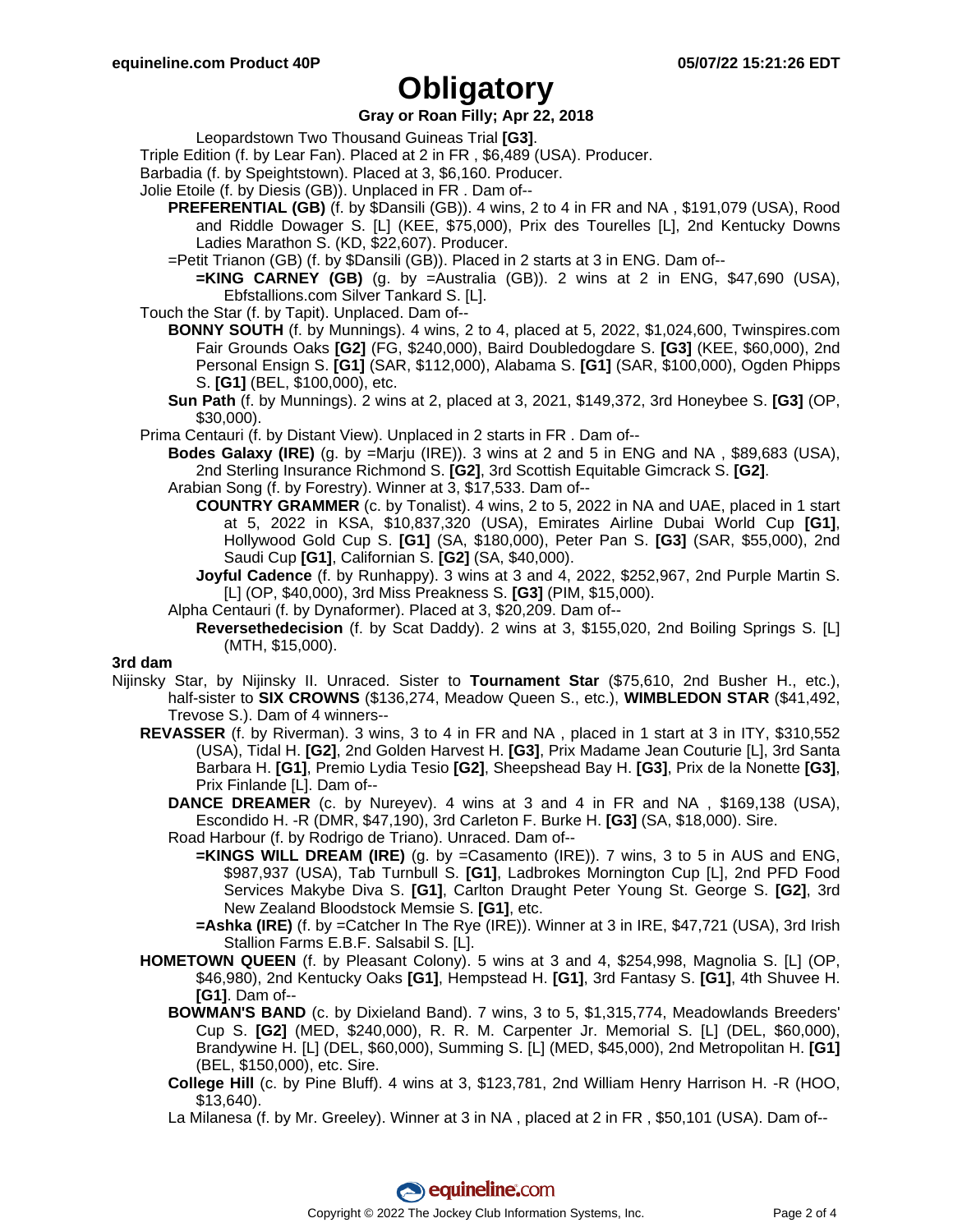# Obligatory

**Gray or Roan Filly; Apr 22, 2018**

Leopardstown Two Thousand Guineas Trial **[G3]**.

Triple Edition (f. by Lear Fan). Placed at 2 in FR , $6,489 (USA). Producer.

Barbadia (f. by Speightstown). Placed at 3, $6,160. Producer.

Jolie Etoile (f. by Diesis (GB)). Unplaced in FR . Dam of--

- **PREFERENTIAL (GB)** (f. by $Dansili (GB)). 4 wins, 2 to 4 in FR and NA , $191,079 (USA), Rood and Riddle Dowager S. [L] (KEE, $75,000), Prix des Tourelles [L], 2nd Kentucky Downs Ladies Marathon S. (KD, $22,607). Producer.
- =Petit Trianon (GB) (f. by $Dansili (GB)). Placed in 2 starts at 3 in ENG. Dam of--
  - **=KING CARNEY (GB)** (g. by =Australia (GB)). 2 wins at 2 in ENG, $47,690 (USA), Ebfstallions.com Silver Tankard S. [L].

Touch the Star (f. by Tapit). Unplaced. Dam of--

- **BONNY SOUTH** (f. by Munnings). 4 wins, 2 to 4, placed at 5, 2022, $1,024,600, Twinspires.com Fair Grounds Oaks **[G2]** (FG, $240,000), Baird Doubledogdare S. **[G3]** (KEE, $60,000), 2nd Personal Ensign S. **[G1]** (SAR, $112,000), Alabama S. **[G1]** (SAR, $100,000), Ogden Phipps S. **[G1]** (BEL, $100,000), etc.
- **Sun Path** (f. by Munnings). 2 wins at 2, placed at 3, 2021, $149,372, 3rd Honeybee S. **[G3]** (OP, $30,000).

Prima Centauri (f. by Distant View). Unplaced in 2 starts in FR . Dam of--

- **Bodes Galaxy (IRE)** (g. by =Marju (IRE)). 3 wins at 2 and 5 in ENG and NA , $89,683 (USA), 2nd Sterling Insurance Richmond S. **[G2]**, 3rd Scottish Equitable Gimcrack S. **[G2]**.
- Arabian Song (f. by Forestry). Winner at 3, $17,533. Dam of--
  - **COUNTRY GRAMMER** (c. by Tonalist). 4 wins, 2 to 5, 2022 in NA and UAE, placed in 1 start at 5, 2022 in KSA, $10,837,320 (USA), Emirates Airline Dubai World Cup **[G1]**, Hollywood Gold Cup S. **[G1]** (SA, $180,000), Peter Pan S. **[G3]** (SAR, $55,000), 2nd Saudi Cup **[G1]**, Californian S. **[G2]** (SA, $40,000).
  - **Joyful Cadence** (f. by Runhappy). 3 wins at 3 and 4, 2022, $252,967, 2nd Purple Martin S. [L] (OP, $40,000), 3rd Miss Preakness S. **[G3]** (PIM, $15,000).
- Alpha Centauri (f. by Dynaformer). Placed at 3, $20,209. Dam of--
  - **Reversethedecision** (f. by Scat Daddy). 2 wins at 3, $155,020, 2nd Boiling Springs S. [L] (MTH, $15,000).

### 3rd dam

Nijinsky Star, by Nijinsky II. Unraced. Sister to **Tournament Star** ($75,610, 2nd Busher H., etc.), half-sister to **SIX CROWNS** ($136,274, Meadow Queen S., etc.), **WIMBLEDON STAR** ($41,492, Trevose S.). Dam of 4 winners--

- **REVASSER** (f. by Riverman). 3 wins, 3 to 4 in FR and NA , placed in 1 start at 3 in ITY, $310,552 (USA), Tidal H. **[G2]**, 2nd Golden Harvest H. **[G3]**, Prix Madame Jean Couturie [L], 3rd Santa Barbara H. **[G1]**, Premio Lydia Tesio **[G2]**, Sheepshead Bay H. **[G3]**, Prix de la Nonette **[G3]**, Prix Finlande [L]. Dam of--
  - **DANCE DREAMER** (c. by Nureyev). 4 wins at 3 and 4 in FR and NA , $169,138 (USA), Escondido H. -R (DMR, $47,190), 3rd Carleton F. Burke H. **[G3]** (SA, $18,000). Sire.
  - Road Harbour (f. by Rodrigo de Triano). Unraced. Dam of--
    - **=KINGS WILL DREAM (IRE)** (g. by =Casamento (IRE)). 7 wins, 3 to 5 in AUS and ENG, $987,937 (USA), Tab Turnbull S. **[G1]**, Ladbrokes Mornington Cup [L], 2nd PFD Food Services Makybe Diva S. **[G1]**, Carlton Draught Peter Young St. George S. **[G2]**, 3rd New Zealand Bloodstock Memsie S. **[G1]**, etc.
    - **=Ashka (IRE)** (f. by =Catcher In The Rye (IRE)). Winner at 3 in IRE, $47,721 (USA), 3rd Irish Stallion Farms E.B.F. Salsabil S. [L].
- **HOMETOWN QUEEN** (f. by Pleasant Colony). 5 wins at 3 and 4, $254,998, Magnolia S. [L] (OP, $46,980), 2nd Kentucky Oaks **[G1]**, Hempstead H. **[G1]**, 3rd Fantasy S. **[G1]**, 4th Shuvee H. **[G1]**. Dam of--
  - **BOWMAN'S BAND** (c. by Dixieland Band). 7 wins, 3 to 5, $1,315,774, Meadowlands Breeders' Cup S. **[G2]** (MED, $240,000), R. R. M. Carpenter Jr. Memorial S. [L] (DEL, $60,000), Brandywine H. [L] (DEL, $60,000), Summing S. [L] (MED, $45,000), 2nd Metropolitan H. **[G1]** (BEL, $150,000), etc. Sire.
  - **College Hill** (c. by Pine Bluff). 4 wins at 3, $123,781, 2nd William Henry Harrison H. -R (HOO, $13,640).
  - La Milanesa (f. by Mr. Greeley). Winner at 3 in NA , placed at 2 in FR , $50,101 (USA). Dam of--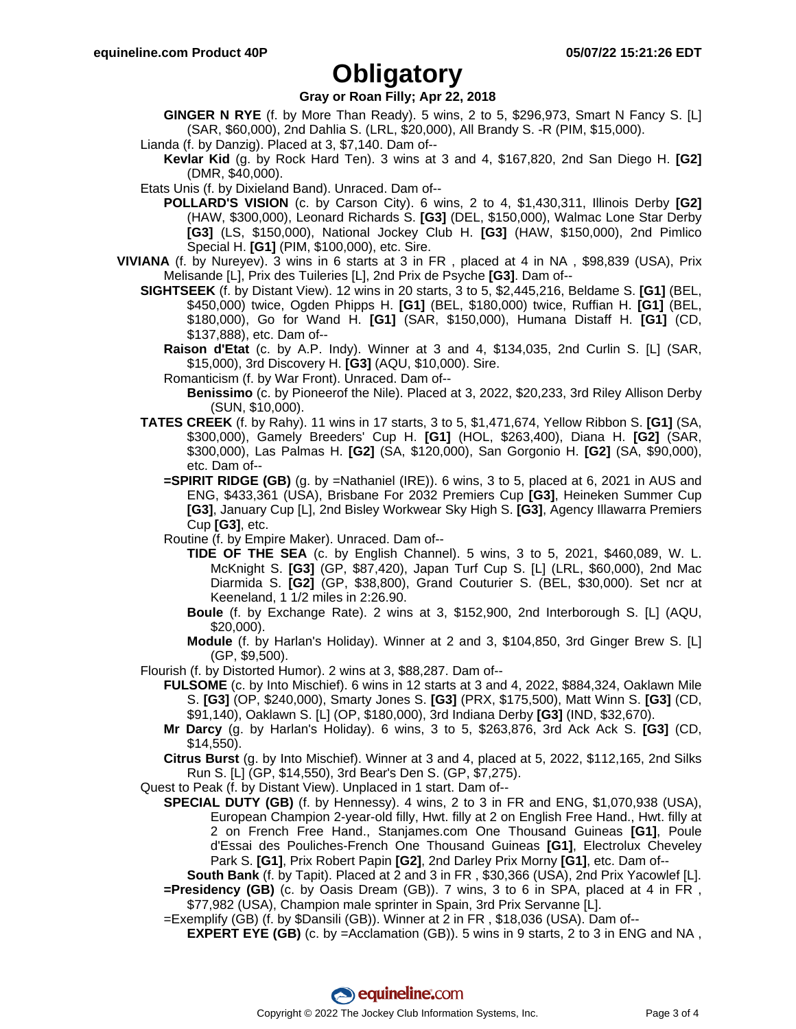# Obligatory

**Gray or Roan Filly; Apr 22, 2018**

**GINGER N RYE** (f. by More Than Ready). 5 wins, 2 to 5, $296,973, Smart N Fancy S. [L] (SAR, $60,000), 2nd Dahlia S. (LRL, $20,000), All Brandy S. -R (PIM, $15,000).

Lianda (f. by Danzig). Placed at 3, $7,140. Dam of--

**Kevlar Kid** (g. by Rock Hard Ten). 3 wins at 3 and 4, $167,820, 2nd San Diego H. **[G2]** (DMR, $40,000).

Etats Unis (f. by Dixieland Band). Unraced. Dam of--

**POLLARD'S VISION** (c. by Carson City). 6 wins, 2 to 4, $1,430,311, Illinois Derby **[G2]** (HAW, $300,000), Leonard Richards S. **[G3]** (DEL, $150,000), Walmac Lone Star Derby **[G3]** (LS, $150,000), National Jockey Club H. **[G3]** (HAW, $150,000), 2nd Pimlico Special H. **[G1]** (PIM, $100,000), etc. Sire.

**VIVIANA** (f. by Nureyev). 3 wins in 6 starts at 3 in FR , placed at 4 in NA , $98,839 (USA), Prix Melisande [L], Prix des Tuileries [L], 2nd Prix de Psyche **[G3]**. Dam of--

**SIGHTSEEK** (f. by Distant View). 12 wins in 20 starts, 3 to 5, $2,445,216, Beldame S. **[G1]** (BEL, $450,000) twice, Ogden Phipps H. **[G1]** (BEL, $180,000) twice, Ruffian H. **[G1]** (BEL, $180,000), Go for Wand H. **[G1]** (SAR, $150,000), Humana Distaff H. **[G1]** (CD, $137,888), etc. Dam of--

**Raison d'Etat** (c. by A.P. Indy). Winner at 3 and 4, $134,035, 2nd Curlin S. [L] (SAR, $15,000), 3rd Discovery H. **[G3]** (AQU, $10,000). Sire.

Romanticism (f. by War Front). Unraced. Dam of--

**Benissimo** (c. by Pioneerof the Nile). Placed at 3, 2022, $20,233, 3rd Riley Allison Derby (SUN, $10,000).

**TATES CREEK** (f. by Rahy). 11 wins in 17 starts, 3 to 5, $1,471,674, Yellow Ribbon S. **[G1]** (SA, $300,000), Gamely Breeders' Cup H. **[G1]** (HOL, $263,400), Diana H. **[G2]** (SAR, $300,000), Las Palmas H. **[G2]** (SA, $120,000), San Gorgonio H. **[G2]** (SA, $90,000), etc. Dam of--

**=SPIRIT RIDGE (GB)** (g. by =Nathaniel (IRE)). 6 wins, 3 to 5, placed at 6, 2021 in AUS and ENG, $433,361 (USA), Brisbane For 2032 Premiers Cup **[G3]**, Heineken Summer Cup **[G3]**, January Cup [L], 2nd Bisley Workwear Sky High S. **[G3]**, Agency Illawarra Premiers Cup **[G3]**, etc.

Routine (f. by Empire Maker). Unraced. Dam of--

**TIDE OF THE SEA** (c. by English Channel). 5 wins, 3 to 5, 2021, $460,089, W. L. McKnight S. **[G3]** (GP, $87,420), Japan Turf Cup S. [L] (LRL, $60,000), 2nd Mac Diarmida S. **[G2]** (GP, $38,800), Grand Couturier S. (BEL, $30,000). Set ncr at Keeneland, 1 1/2 miles in 2:26.90.

**Boule** (f. by Exchange Rate). 2 wins at 3, $152,900, 2nd Interborough S. [L] (AQU, $20,000).

**Module** (f. by Harlan's Holiday). Winner at 2 and 3, $104,850, 3rd Ginger Brew S. [L] (GP, $9,500).

Flourish (f. by Distorted Humor). 2 wins at 3, $88,287. Dam of--

**FULSOME** (c. by Into Mischief). 6 wins in 12 starts at 3 and 4, 2022, $884,324, Oaklawn Mile S. **[G3]** (OP, $240,000), Smarty Jones S. **[G3]** (PRX, $175,500), Matt Winn S. **[G3]** (CD, $91,140), Oaklawn S. [L] (OP, $180,000), 3rd Indiana Derby **[G3]** (IND, $32,670).

**Mr Darcy** (g. by Harlan's Holiday). 6 wins, 3 to 5, $263,876, 3rd Ack Ack S. **[G3]** (CD, $14,550).

**Citrus Burst** (g. by Into Mischief). Winner at 3 and 4, placed at 5, 2022, $112,165, 2nd Silks Run S. [L] (GP, $14,550), 3rd Bear's Den S. (GP, $7,275).

Quest to Peak (f. by Distant View). Unplaced in 1 start. Dam of--

**SPECIAL DUTY (GB)** (f. by Hennessy). 4 wins, 2 to 3 in FR and ENG, $1,070,938 (USA), European Champion 2-year-old filly, Hwt. filly at 2 on English Free Hand., Hwt. filly at 2 on French Free Hand., Stanjames.com One Thousand Guineas **[G1]**, Poule d'Essai des Pouliches-French One Thousand Guineas **[G1]**, Electrolux Cheveley Park S. **[G1]**, Prix Robert Papin **[G2]**, 2nd Darley Prix Morny **[G1]**, etc. Dam of--

**South Bank** (f. by Tapit). Placed at 2 and 3 in FR , $30,366 (USA), 2nd Prix Yacowlef [L].

**=Presidency (GB)** (c. by Oasis Dream (GB)). 7 wins, 3 to 6 in SPA, placed at 4 in FR , $77,982 (USA), Champion male sprinter in Spain, 3rd Prix Servanne [L].

=Exemplify (GB) (f. by $Dansili (GB)). Winner at 2 in FR , $18,036 (USA). Dam of--

**EXPERT EYE (GB)** (c. by =Acclamation (GB)). 5 wins in 9 starts, 2 to 3 in ENG and NA ,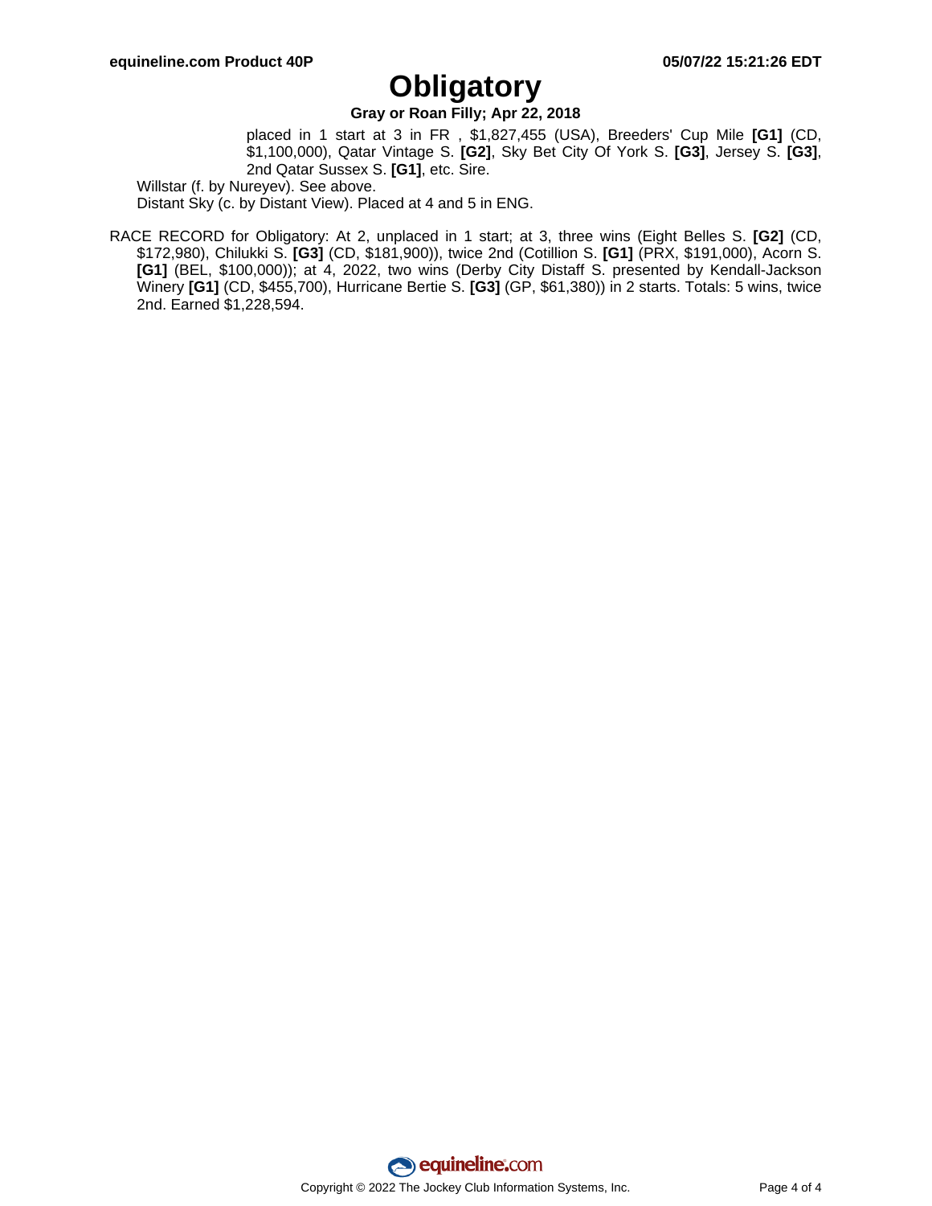# Obligatory

**Gray or Roan Filly; Apr 22, 2018**

placed in 1 start at 3 in FR , $1,827,455 (USA), Breeders' Cup Mile **[G1]** (CD, $1,100,000), Qatar Vintage S. **[G2]**, Sky Bet City Of York S. **[G3]**, Jersey S. **[G3]**, 2nd Qatar Sussex S. **[G1]**, etc. Sire.

Willstar (f. by Nureyev). See above.

Distant Sky (c. by Distant View). Placed at 4 and 5 in ENG.

RACE RECORD for Obligatory: At 2, unplaced in 1 start; at 3, three wins (Eight Belles S. **[G2]** (CD, $172,980), Chilukki S. **[G3]** (CD, $181,900)), twice 2nd (Cotillion S. **[G1]** (PRX, $191,000), Acorn S. **[G1]** (BEL, $100,000)); at 4, 2022, two wins (Derby City Distaff S. presented by Kendall-Jackson Winery **[G1]** (CD, $455,700), Hurricane Bertie S. **[G3]** (GP, $61,380)) in 2 starts. Totals: 5 wins, twice 2nd. Earned $1,228,594.